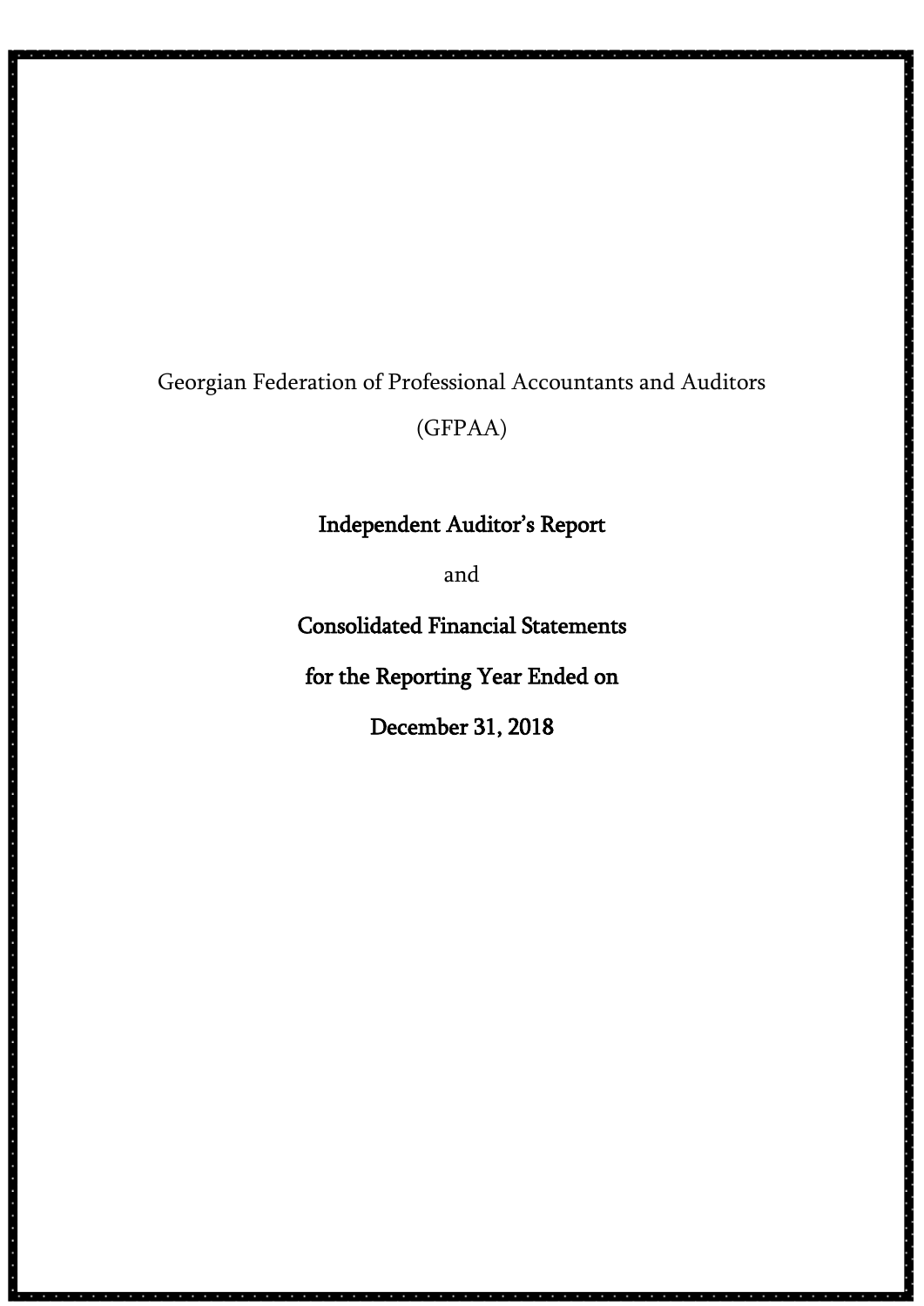Georgian Federation of Professional Accountants and Auditors

(GFPAA)

# Independent Auditor's Report

and

# Consolidated Financial Statements

# for the Reporting Year Ended on

# December 31, 2018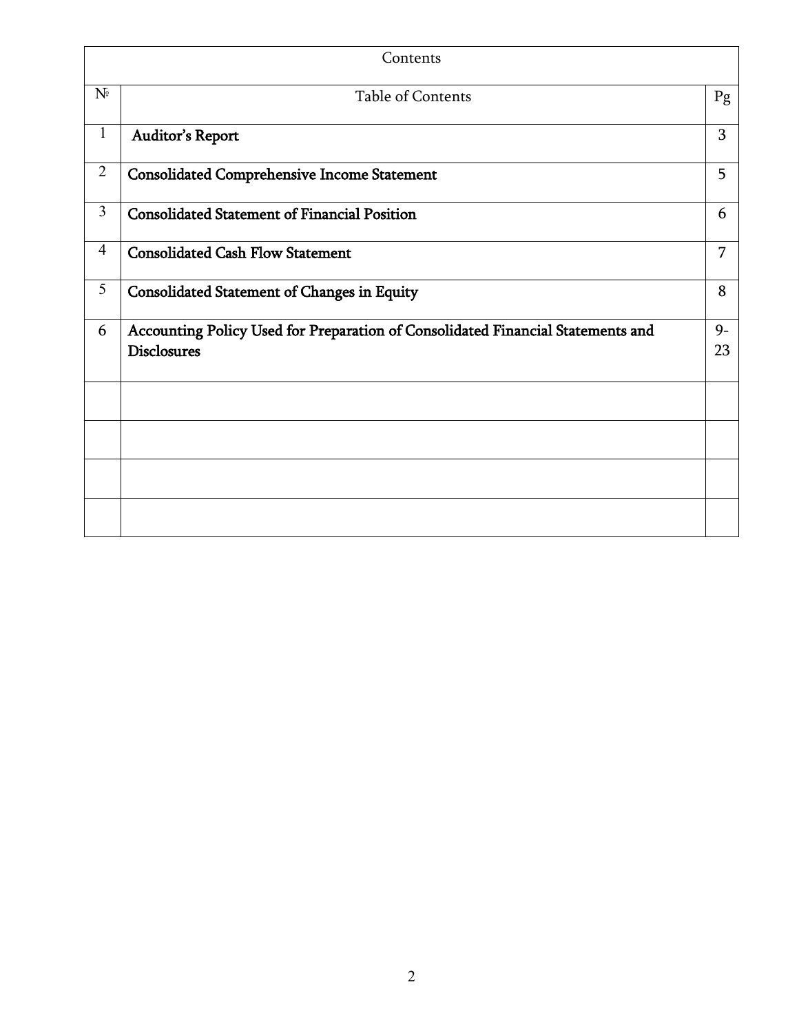| Contents | | |
|---|---|---|
| № | Table of Contents | Pg |
| 1 | **Auditor's Report** | 3 |
| 2 | **Consolidated Comprehensive Income Statement** | 5 |
| 3 | **Consolidated Statement of Financial Position** | 6 |
| 4 | **Consolidated Cash Flow Statement** | 7 |
| 5 | **Consolidated Statement of Changes in Equity** | 8 |
| 6 | **Accounting Policy Used for Preparation of Consolidated Financial Statements and Disclosures** | 9-23 |
| | | |
| | | |
| | | |
| | | |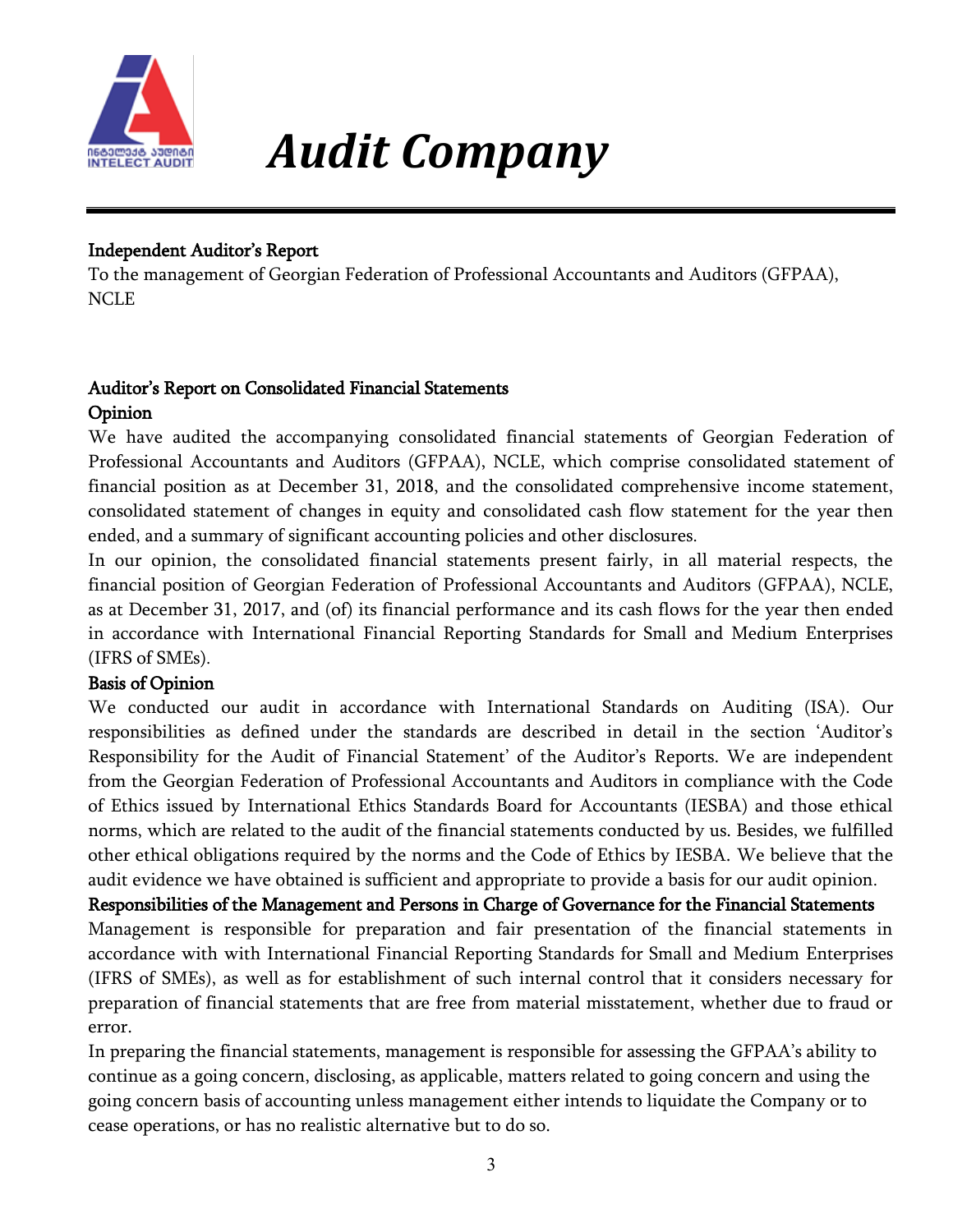# Audit Company

INTELECT AUDIT

**Independent Auditor's Report**

To the management of Georgian Federation of Professional Accountants and Auditors (GFPAA), NCLE

## Auditor's Report on Consolidated Financial Statements

### Opinion

We have audited the accompanying consolidated financial statements of Georgian Federation of Professional Accountants and Auditors (GFPAA), NCLE, which comprise consolidated statement of financial position as at December 31, 2018, and the consolidated comprehensive income statement, consolidated statement of changes in equity and consolidated cash flow statement for the year then ended, and a summary of significant accounting policies and other disclosures.

In our opinion, the consolidated financial statements present fairly, in all material respects, the financial position of Georgian Federation of Professional Accountants and Auditors (GFPAA), NCLE, as at December 31, 2017, and (of) its financial performance and its cash flows for the year then ended in accordance with International Financial Reporting Standards for Small and Medium Enterprises (IFRS of SMEs).

### Basis of Opinion

We conducted our audit in accordance with International Standards on Auditing (ISA). Our responsibilities as defined under the standards are described in detail in the section 'Auditor's Responsibility for the Audit of Financial Statement' of the Auditor's Reports. We are independent from the Georgian Federation of Professional Accountants and Auditors in compliance with the Code of Ethics issued by International Ethics Standards Board for Accountants (IESBA) and those ethical norms, which are related to the audit of the financial statements conducted by us. Besides, we fulfilled other ethical obligations required by the norms and the Code of Ethics by IESBA. We believe that the audit evidence we have obtained is sufficient and appropriate to provide a basis for our audit opinion.

### Responsibilities of the Management and Persons in Charge of Governance for the Financial Statements

Management is responsible for preparation and fair presentation of the financial statements in accordance with with International Financial Reporting Standards for Small and Medium Enterprises (IFRS of SMEs), as well as for establishment of such internal control that it considers necessary for preparation of financial statements that are free from material misstatement, whether due to fraud or error.

In preparing the financial statements, management is responsible for assessing the GFPAA's ability to continue as a going concern, disclosing, as applicable, matters related to going concern and using the going concern basis of accounting unless management either intends to liquidate the Company or to cease operations, or has no realistic alternative but to do so.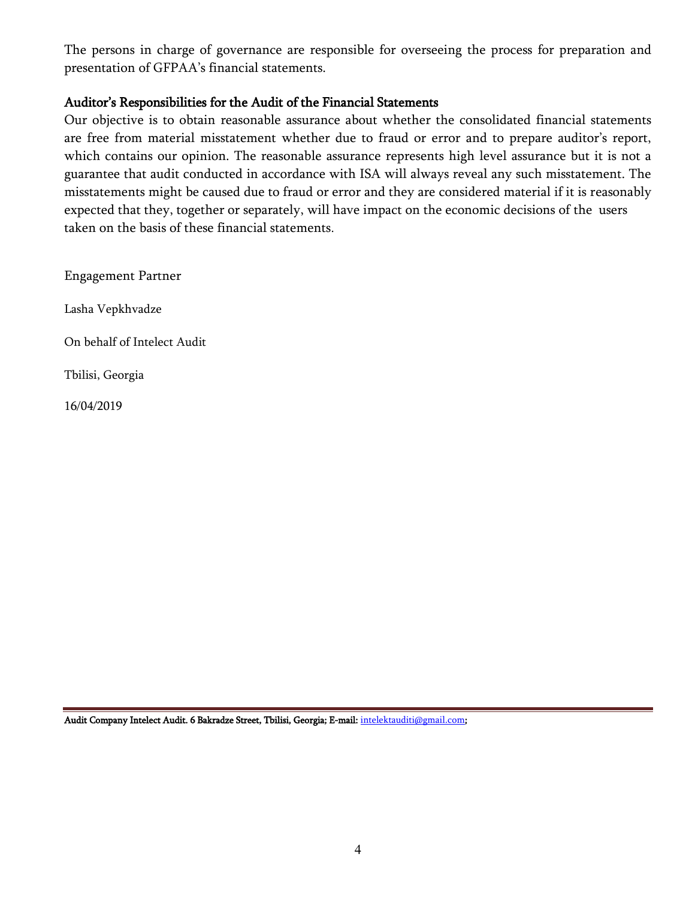The persons in charge of governance are responsible for overseeing the process for preparation and presentation of GFPAA's financial statements.

### Auditor's Responsibilities for the Audit of the Financial Statements

Our objective is to obtain reasonable assurance about whether the consolidated financial statements are free from material misstatement whether due to fraud or error and to prepare auditor's report, which contains our opinion. The reasonable assurance represents high level assurance but it is not a guarantee that audit conducted in accordance with ISA will always reveal any such misstatement. The misstatements might be caused due to fraud or error and they are considered material if it is reasonably expected that they, together or separately, will have impact on the economic decisions of the users taken on the basis of these financial statements.

Engagement Partner

Lasha Vepkhvadze

On behalf of Intelect Audit

Tbilisi, Georgia

16/04/2019

**Audit Company Intelect Audit. 6 Bakradze Street, Tbilisi, Georgia; E-mail:** intelektauditi@gmail.com;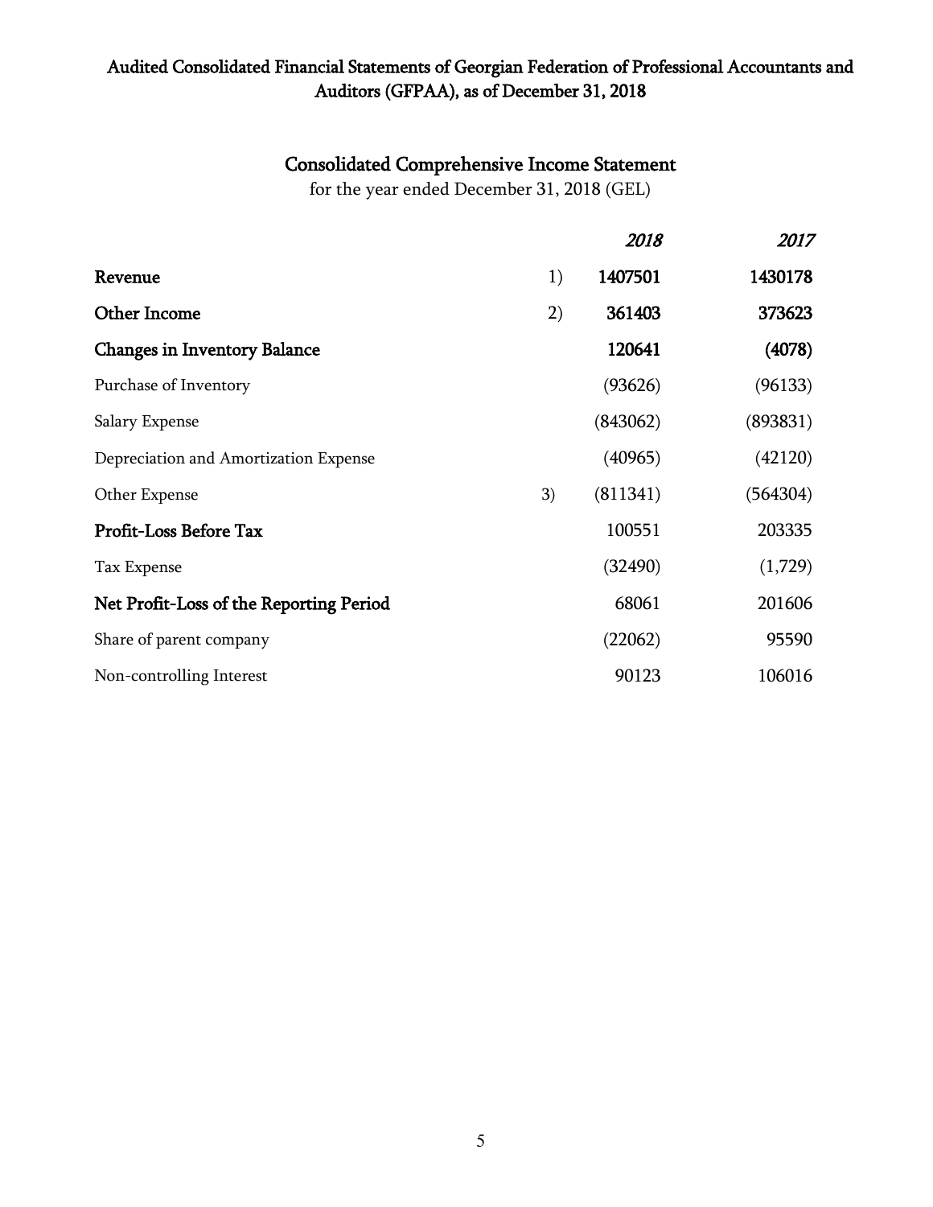# Audited Consolidated Financial Statements of Georgian Federation of Professional Accountants and Auditors (GFPAA), as of December 31, 2018

## Consolidated Comprehensive Income Statement

for the year ended December 31, 2018 (GEL)

| | | *2018* | *2017* |
|---|---|---|---|
| **Revenue** | 1) | **1407501** | **1430178** |
| **Other Income** | 2) | **361403** | **373623** |
| **Changes in Inventory Balance** | | **120641** | **(4078)** |
| Purchase of Inventory | | (93626) | (96133) |
| Salary Expense | | (843062) | (893831) |
| Depreciation and Amortization Expense | | (40965) | (42120) |
| Other Expense | 3) | (811341) | (564304) |
| **Profit-Loss Before Tax** | | 100551 | 203335 |
| Tax Expense | | (32490) | (1,729) |
| **Net Profit-Loss of the Reporting Period** | | 68061 | 201606 |
| Share of parent company | | (22062) | 95590 |
| Non-controlling Interest | | 90123 | 106016 |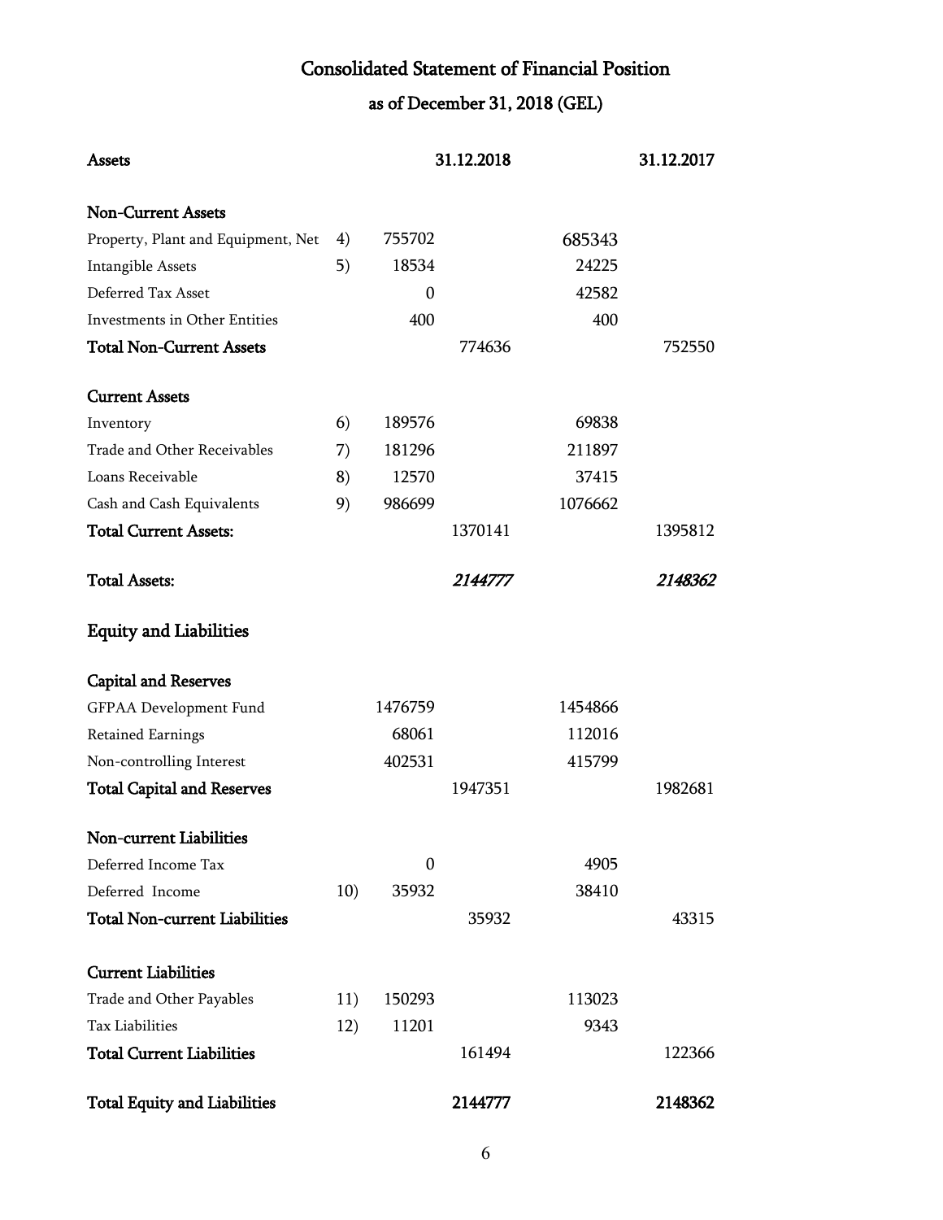# Consolidated Statement of Financial Position

## as of December 31, 2018 (GEL)

| Assets | | 31.12.2018 | | 31.12.2017 | |
|---|---|---|---|---|---|
| **Non-Current Assets** | | | | | |
| Property, Plant and Equipment, Net | 4) | 755702 | | 685343 | |
| Intangible Assets | 5) | 18534 | | 24225 | |
| Deferred Tax Asset | | 0 | | 42582 | |
| Investments in Other Entities | | 400 | | 400 | |
| **Total Non-Current Assets** | | | 774636 | | 752550 |
| **Current Assets** | | | | | |
| Inventory | 6) | 189576 | | 69838 | |
| Trade and Other Receivables | 7) | 181296 | | 211897 | |
| Loans Receivable | 8) | 12570 | | 37415 | |
| Cash and Cash Equivalents | 9) | 986699 | | 1076662 | |
| **Total Current Assets:** | | | 1370141 | | 1395812 |
| **Total Assets:** | | | ***2144777*** | | ***2148362*** |
| **Equity and Liabilities** | | | | | |
| **Capital and Reserves** | | | | | |
| GFPAA Development Fund | | 1476759 | | 1454866 | |
| Retained Earnings | | 68061 | | 112016 | |
| Non-controlling Interest | | 402531 | | 415799 | |
| **Total Capital and Reserves** | | | 1947351 | | 1982681 |
| **Non-current Liabilities** | | | | | |
| Deferred Income Tax | | 0 | | 4905 | |
| Deferred Income | 10) | 35932 | | 38410 | |
| **Total Non-current Liabilities** | | | 35932 | | 43315 |
| **Current Liabilities** | | | | | |
| Trade and Other Payables | 11) | 150293 | | 113023 | |
| Tax Liabilities | 12) | 11201 | | 9343 | |
| **Total Current Liabilities** | | | 161494 | | 122366 |
| **Total Equity and Liabilities** | | | **2144777** | | **2148362** |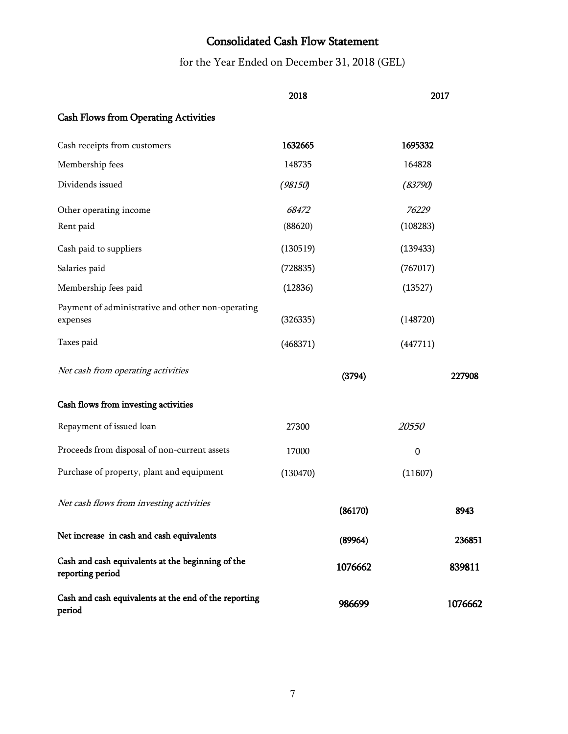# Consolidated Cash Flow Statement

for the Year Ended on December 31, 2018 (GEL)

| | 2018 | | 2017 | |
|---|---|---|---|---|
| **Cash Flows from Operating Activities** | | | | |
| Cash receipts from customers | **1632665** | | **1695332** | |
| Membership fees | 148735 | | 164828 | |
| Dividends issued | *(98150)* | | *(83790)* | |
| Other operating income | *68472* | | *76229* | |
| Rent paid | (88620) | | (108283) | |
| Cash paid to suppliers | (130519) | | (139433) | |
| Salaries paid | (728835) | | (767017) | |
| Membership fees paid | (12836) | | (13527) | |
| Payment of administrative and other non-operating expenses | (326335) | | (148720) | |
| Taxes paid | (468371) | | (447711) | |
| *Net cash from operating activities* | | **(3794)** | | **227908** |
| **Cash flows from investing activities** | | | | |
| Repayment of issued loan | 27300 | | *20550* | |
| Proceeds from disposal of non-current assets | 17000 | | 0 | |
| Purchase of property, plant and equipment | (130470) | | (11607) | |
| *Net cash flows from investing activities* | | **(86170)** | | **8943** |
| **Net increase in cash and cash equivalents** | | **(89964)** | | **236851** |
| **Cash and cash equivalents at the beginning of the reporting period** | | **1076662** | | **839811** |
| **Cash and cash equivalents at the end of the reporting period** | | **986699** | | **1076662** |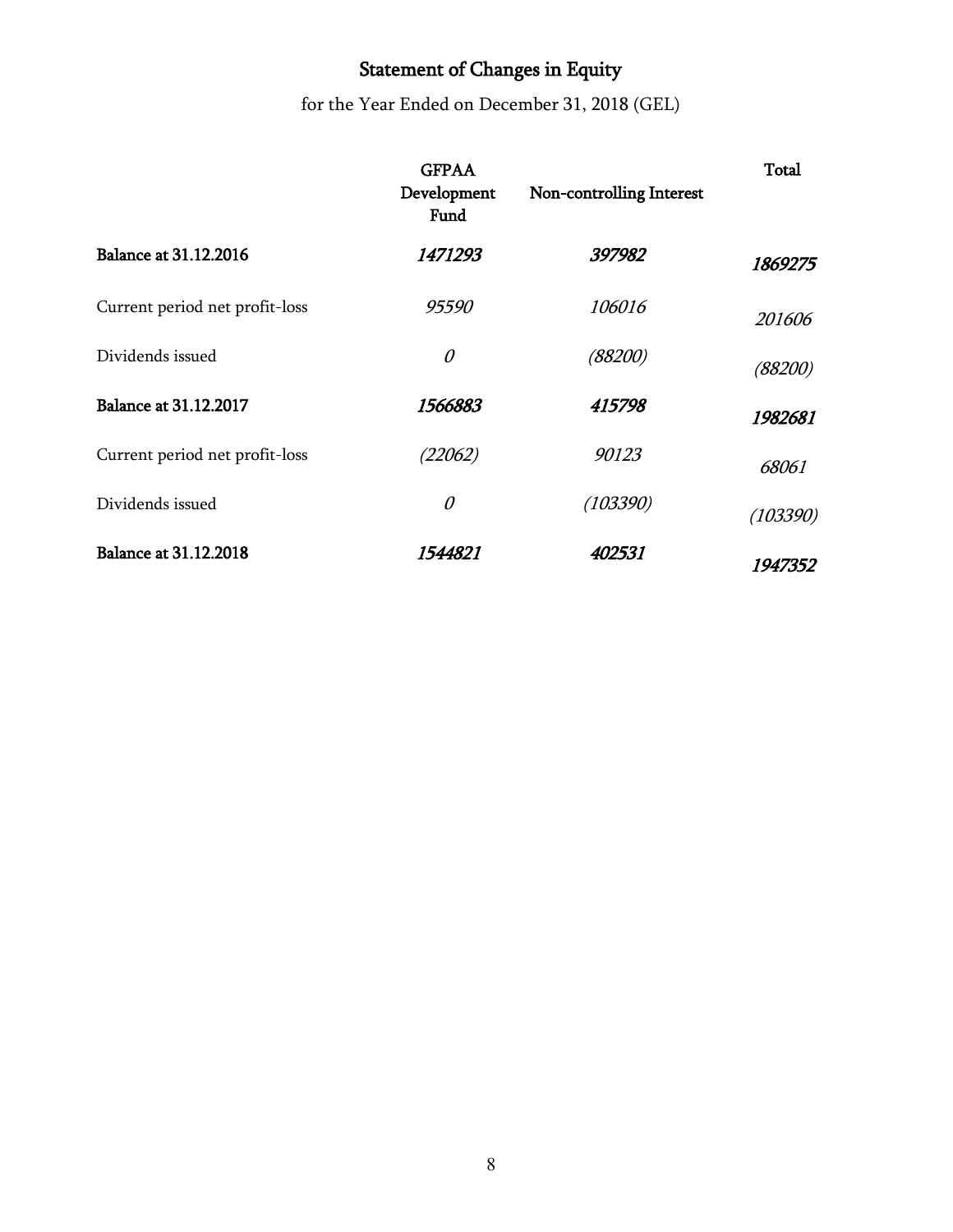# Statement of Changes in Equity

for the Year Ended on December 31, 2018 (GEL)

| | GFPAA Development Fund | Non-controlling Interest | Total |
|---|---|---|---|
| **Balance at 31.12.2016** | ***1471293*** | ***397982*** | ***1869275*** |
| Current period net profit-loss | *95590* | *106016* | *201606* |
| Dividends issued | *0* | *(88200)* | *(88200)* |
| **Balance at 31.12.2017** | ***1566883*** | ***415798*** | ***1982681*** |
| Current period net profit-loss | *(22062)* | *90123* | *68061* |
| Dividends issued | *0* | *(103390)* | *(103390)* |
| **Balance at 31.12.2018** | ***1544821*** | ***402531*** | ***1947352*** |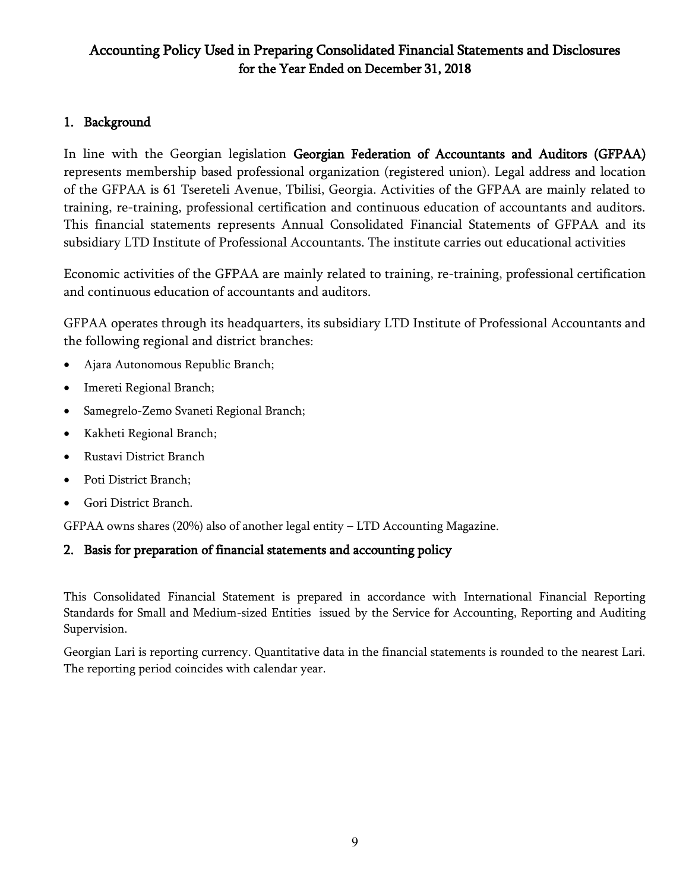# Accounting Policy Used in Preparing Consolidated Financial Statements and Disclosures for the Year Ended on December 31, 2018

## 1. Background

In line with the Georgian legislation **Georgian Federation of Accountants and Auditors (GFPAA)** represents membership based professional organization (registered union). Legal address and location of the GFPAA is 61 Tsereteli Avenue, Tbilisi, Georgia. Activities of the GFPAA are mainly related to training, re-training, professional certification and continuous education of accountants and auditors. This financial statements represents Annual Consolidated Financial Statements of GFPAA and its subsidiary LTD Institute of Professional Accountants. The institute carries out educational activities

Economic activities of the GFPAA are mainly related to training, re-training, professional certification and continuous education of accountants and auditors.

GFPAA operates through its headquarters, its subsidiary LTD Institute of Professional Accountants and the following regional and district branches:

- Ajara Autonomous Republic Branch;
- Imereti Regional Branch;
- Samegrelo-Zemo Svaneti Regional Branch;
- Kakheti Regional Branch;
- Rustavi District Branch
- Poti District Branch;
- Gori District Branch.

GFPAA owns shares (20%) also of another legal entity – LTD Accounting Magazine.

## 2. Basis for preparation of financial statements and accounting policy

This Consolidated Financial Statement is prepared in accordance with International Financial Reporting Standards for Small and Medium-sized Entities issued by the Service for Accounting, Reporting and Auditing Supervision.

Georgian Lari is reporting currency. Quantitative data in the financial statements is rounded to the nearest Lari. The reporting period coincides with calendar year.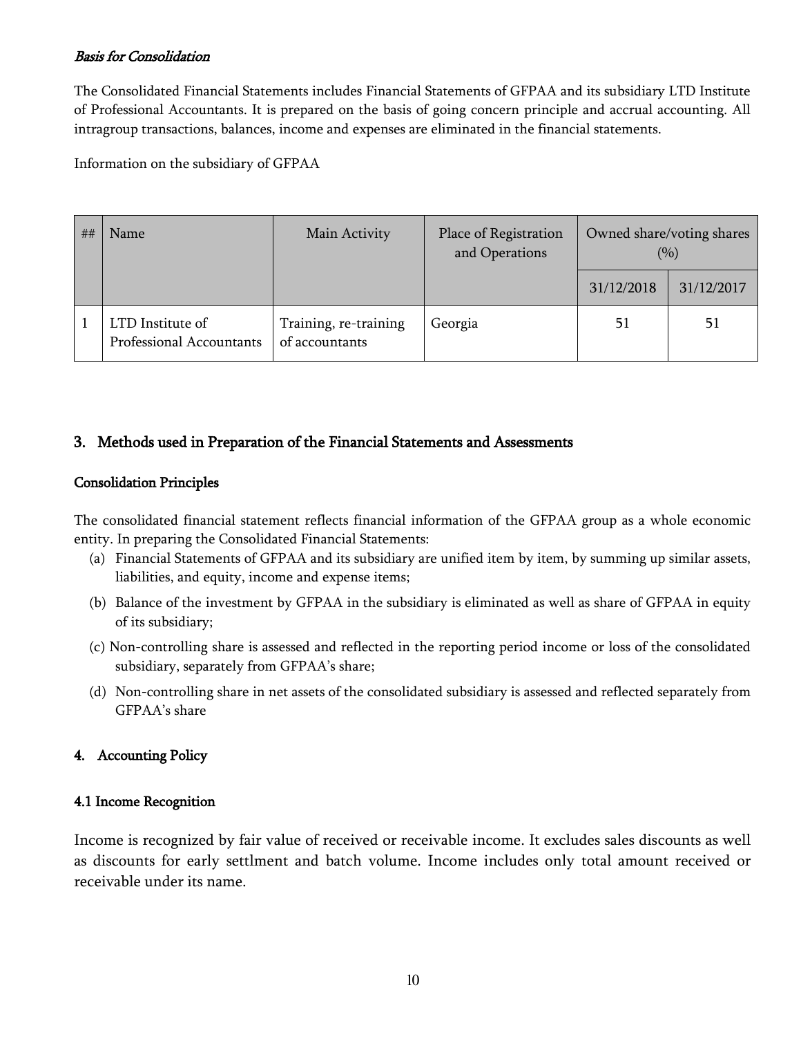*Basis for Consolidation*

The Consolidated Financial Statements includes Financial Statements of GFPAA and its subsidiary LTD Institute of Professional Accountants. It is prepared on the basis of going concern principle and accrual accounting. All intragroup transactions, balances, income and expenses are eliminated in the financial statements.

Information on the subsidiary of GFPAA

| ## | Name | Main Activity | Place of Registration and Operations | Owned share/voting shares (%) | |
|---|---|---|---|---|---|
| | | | | 31/12/2018 | 31/12/2017 |
| 1 | LTD Institute of Professional Accountants | Training, re-training of accountants | Georgia | 51 | 51 |

## 3. Methods used in Preparation of the Financial Statements and Assessments

### Consolidation Principles

The consolidated financial statement reflects financial information of the GFPAA group as a whole economic entity. In preparing the Consolidated Financial Statements:

(a) Financial Statements of GFPAA and its subsidiary are unified item by item, by summing up similar assets, liabilities, and equity, income and expense items;

(b) Balance of the investment by GFPAA in the subsidiary is eliminated as well as share of GFPAA in equity of its subsidiary;

(c) Non-controlling share is assessed and reflected in the reporting period income or loss of the consolidated subsidiary, separately from GFPAA's share;

(d) Non-controlling share in net assets of the consolidated subsidiary is assessed and reflected separately from GFPAA's share

## 4. Accounting Policy

### 4.1 Income Recognition

Income is recognized by fair value of received or receivable income. It excludes sales discounts as well as discounts for early settlment and batch volume. Income includes only total amount received or receivable under its name.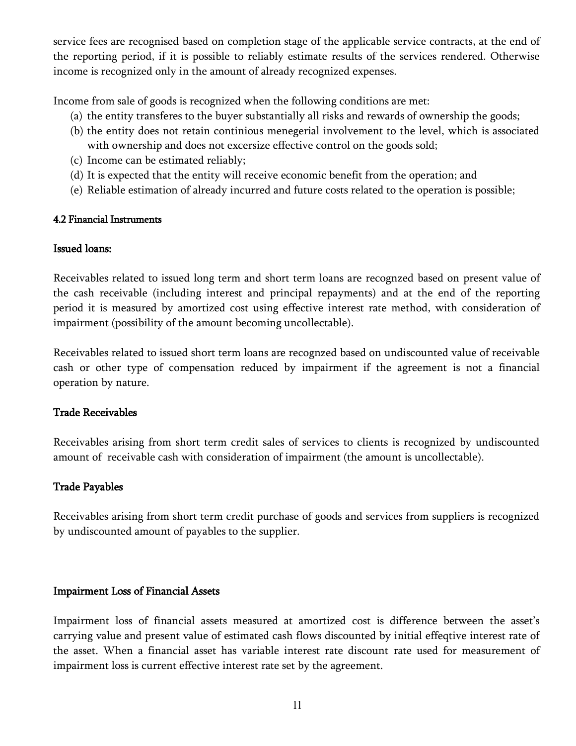service fees are recognised based on completion stage of the applicable service contracts, at the end of the reporting period, if it is possible to reliably estimate results of the services rendered. Otherwise income is recognized only in the amount of already recognized expenses.

Income from sale of goods is recognized when the following conditions are met:

(a) the entity transferes to the buyer substantially all risks and rewards of ownership the goods;
(b) the entity does not retain continious menegerial involvement to the level, which is associated with ownership and does not excersize effective control on the goods sold;
(c) Income can be estimated reliably;
(d) It is expected that the entity will receive economic benefit from the operation; and
(e) Reliable estimation of already incurred and future costs related to the operation is possible;

### 4.2 Financial Instruments

**Issued loans:**

Receivables related to issued long term and short term loans are recognzed based on present value of the cash receivable (including interest and principal repayments) and at the end of the reporting period it is measured by amortized cost using effective interest rate method, with consideration of impairment (possibility of the amount becoming uncollectable).

Receivables related to issued short term loans are recognzed based on undiscounted value of receivable cash or other type of compensation reduced by impairment if the agreement is not a financial operation by nature.

**Trade Receivables**

Receivables arising from short term credit sales of services to clients is recognized by undiscounted amount of receivable cash with consideration of impairment (the amount is uncollectable).

**Trade Payables**

Receivables arising from short term credit purchase of goods and services from suppliers is recognized by undiscounted amount of payables to the supplier.

**Impairment Loss of Financial Assets**

Impairment loss of financial assets measured at amortized cost is difference between the asset's carrying value and present value of estimated cash flows discounted by initial effeqtive interest rate of the asset. When a financial asset has variable interest rate discount rate used for measurement of impairment loss is current effective interest rate set by the agreement.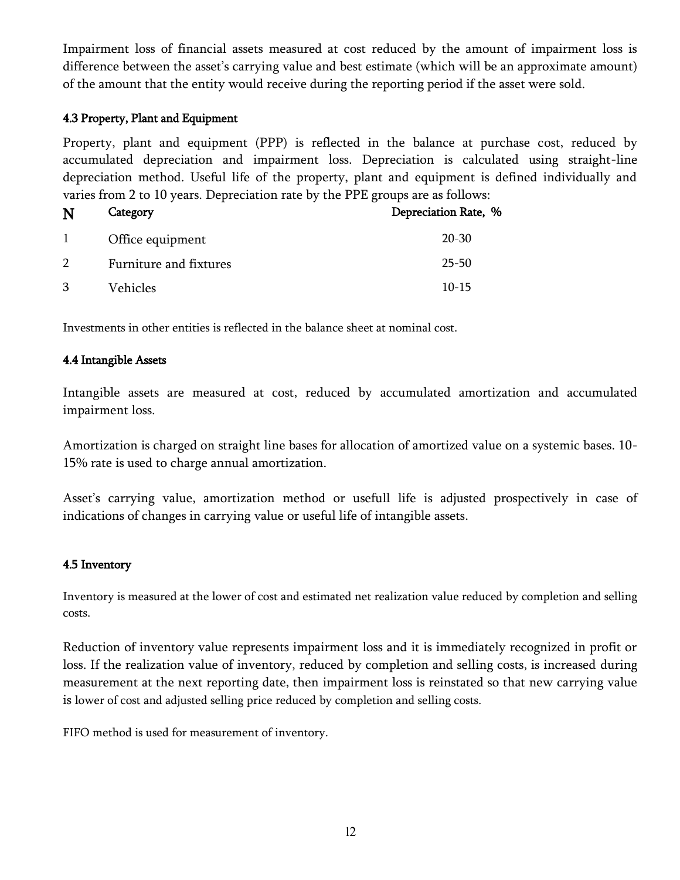Impairment loss of financial assets measured at cost reduced by the amount of impairment loss is difference between the asset's carrying value and best estimate (which will be an approximate amount) of the amount that the entity would receive during the reporting period if the asset were sold.

#### 4.3 Property, Plant and Equipment

Property, plant and equipment (PPP) is reflected in the balance at purchase cost, reduced by accumulated depreciation and impairment loss. Depreciation is calculated using straight-line depreciation method. Useful life of the property, plant and equipment is defined individually and varies from 2 to 10 years. Depreciation rate by the PPE groups are as follows:

| N | Category | Depreciation Rate, % |
|---|---|---|
| 1 | Office equipment | 20-30 |
| 2 | Furniture and fixtures | 25-50 |
| 3 | Vehicles | 10-15 |

Investments in other entities is reflected in the balance sheet at nominal cost.

#### 4.4 Intangible Assets

Intangible assets are measured at cost, reduced by accumulated amortization and accumulated impairment loss.

Amortization is charged on straight line bases for allocation of amortized value on a systemic bases. 10-15% rate is used to charge annual amortization.

Asset's carrying value, amortization method or usefull life is adjusted prospectively in case of indications of changes in carrying value or useful life of intangible assets.

#### 4.5 Inventory

Inventory is measured at the lower of cost and estimated net realization value reduced by completion and selling costs.

Reduction of inventory value represents impairment loss and it is immediately recognized in profit or loss. If the realization value of inventory, reduced by completion and selling costs, is increased during measurement at the next reporting date, then impairment loss is reinstated so that new carrying value is lower of cost and adjusted selling price reduced by completion and selling costs.

FIFO method is used for measurement of inventory.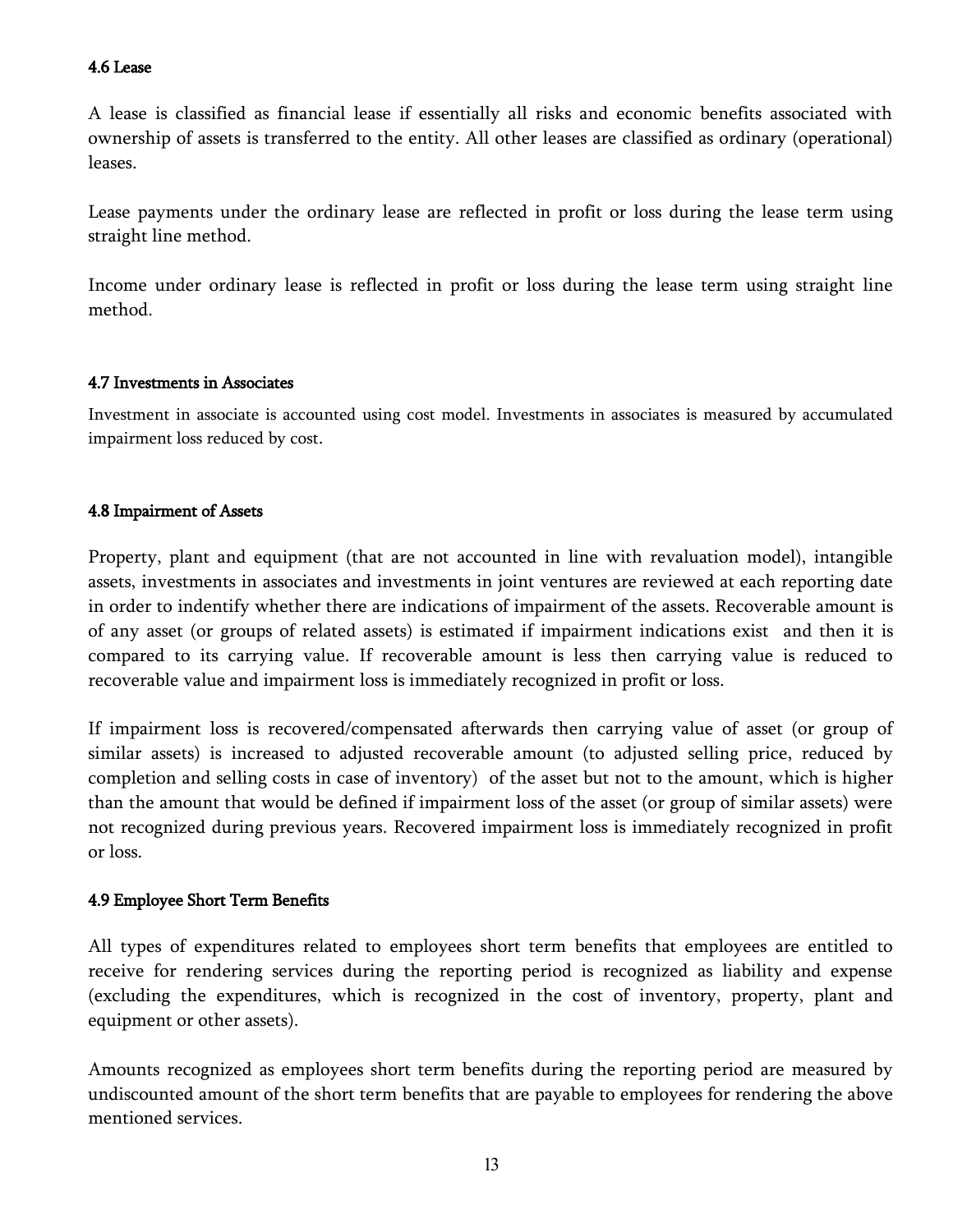#### 4.6 Lease

A lease is classified as financial lease if essentially all risks and economic benefits associated with ownership of assets is transferred to the entity. All other leases are classified as ordinary (operational) leases.

Lease payments under the ordinary lease are reflected in profit or loss during the lease term using straight line method.

Income under ordinary lease is reflected in profit or loss during the lease term using straight line method.

#### 4.7 Investments in Associates

Investment in associate is accounted using cost model. Investments in associates is measured by accumulated impairment loss reduced by cost.

#### 4.8 Impairment of Assets

Property, plant and equipment (that are not accounted in line with revaluation model), intangible assets, investments in associates and investments in joint ventures are reviewed at each reporting date in order to indentify whether there are indications of impairment of the assets. Recoverable amount is of any asset (or groups of related assets) is estimated if impairment indications exist and then it is compared to its carrying value. If recoverable amount is less then carrying value is reduced to recoverable value and impairment loss is immediately recognized in profit or loss.

If impairment loss is recovered/compensated afterwards then carrying value of asset (or group of similar assets) is increased to adjusted recoverable amount (to adjusted selling price, reduced by completion and selling costs in case of inventory) of the asset but not to the amount, which is higher than the amount that would be defined if impairment loss of the asset (or group of similar assets) were not recognized during previous years. Recovered impairment loss is immediately recognized in profit or loss.

#### 4.9 Employee Short Term Benefits

All types of expenditures related to employees short term benefits that employees are entitled to receive for rendering services during the reporting period is recognized as liability and expense (excluding the expenditures, which is recognized in the cost of inventory, property, plant and equipment or other assets).

Amounts recognized as employees short term benefits during the reporting period are measured by undiscounted amount of the short term benefits that are payable to employees for rendering the above mentioned services.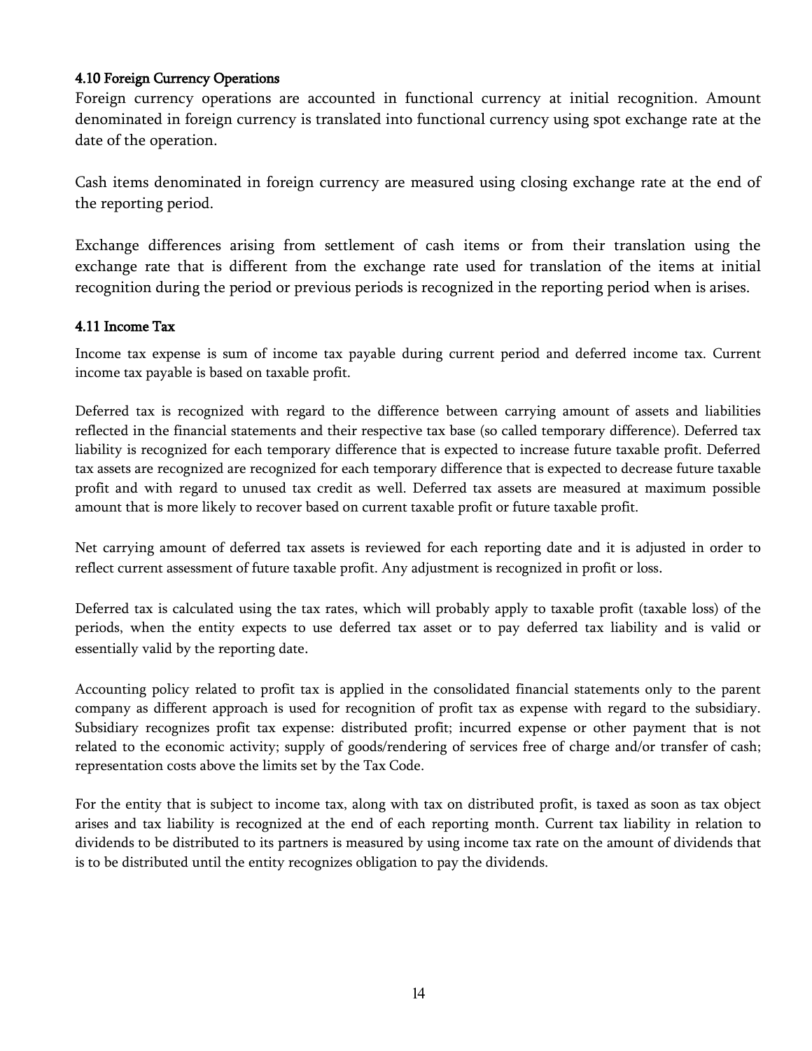### 4.10 Foreign Currency Operations

Foreign currency operations are accounted in functional currency at initial recognition. Amount denominated in foreign currency is translated into functional currency using spot exchange rate at the date of the operation.

Cash items denominated in foreign currency are measured using closing exchange rate at the end of the reporting period.

Exchange differences arising from settlement of cash items or from their translation using the exchange rate that is different from the exchange rate used for translation of the items at initial recognition during the period or previous periods is recognized in the reporting period when is arises.

### 4.11 Income Tax

Income tax expense is sum of income tax payable during current period and deferred income tax. Current income tax payable is based on taxable profit.

Deferred tax is recognized with regard to the difference between carrying amount of assets and liabilities reflected in the financial statements and their respective tax base (so called temporary difference). Deferred tax liability is recognized for each temporary difference that is expected to increase future taxable profit. Deferred tax assets are recognized are recognized for each temporary difference that is expected to decrease future taxable profit and with regard to unused tax credit as well. Deferred tax assets are measured at maximum possible amount that is more likely to recover based on current taxable profit or future taxable profit.

Net carrying amount of deferred tax assets is reviewed for each reporting date and it is adjusted in order to reflect current assessment of future taxable profit. Any adjustment is recognized in profit or loss.

Deferred tax is calculated using the tax rates, which will probably apply to taxable profit (taxable loss) of the periods, when the entity expects to use deferred tax asset or to pay deferred tax liability and is valid or essentially valid by the reporting date.

Accounting policy related to profit tax is applied in the consolidated financial statements only to the parent company as different approach is used for recognition of profit tax as expense with regard to the subsidiary. Subsidiary recognizes profit tax expense: distributed profit; incurred expense or other payment that is not related to the economic activity; supply of goods/rendering of services free of charge and/or transfer of cash; representation costs above the limits set by the Tax Code.

For the entity that is subject to income tax, along with tax on distributed profit, is taxed as soon as tax object arises and tax liability is recognized at the end of each reporting month. Current tax liability in relation to dividends to be distributed to its partners is measured by using income tax rate on the amount of dividends that is to be distributed until the entity recognizes obligation to pay the dividends.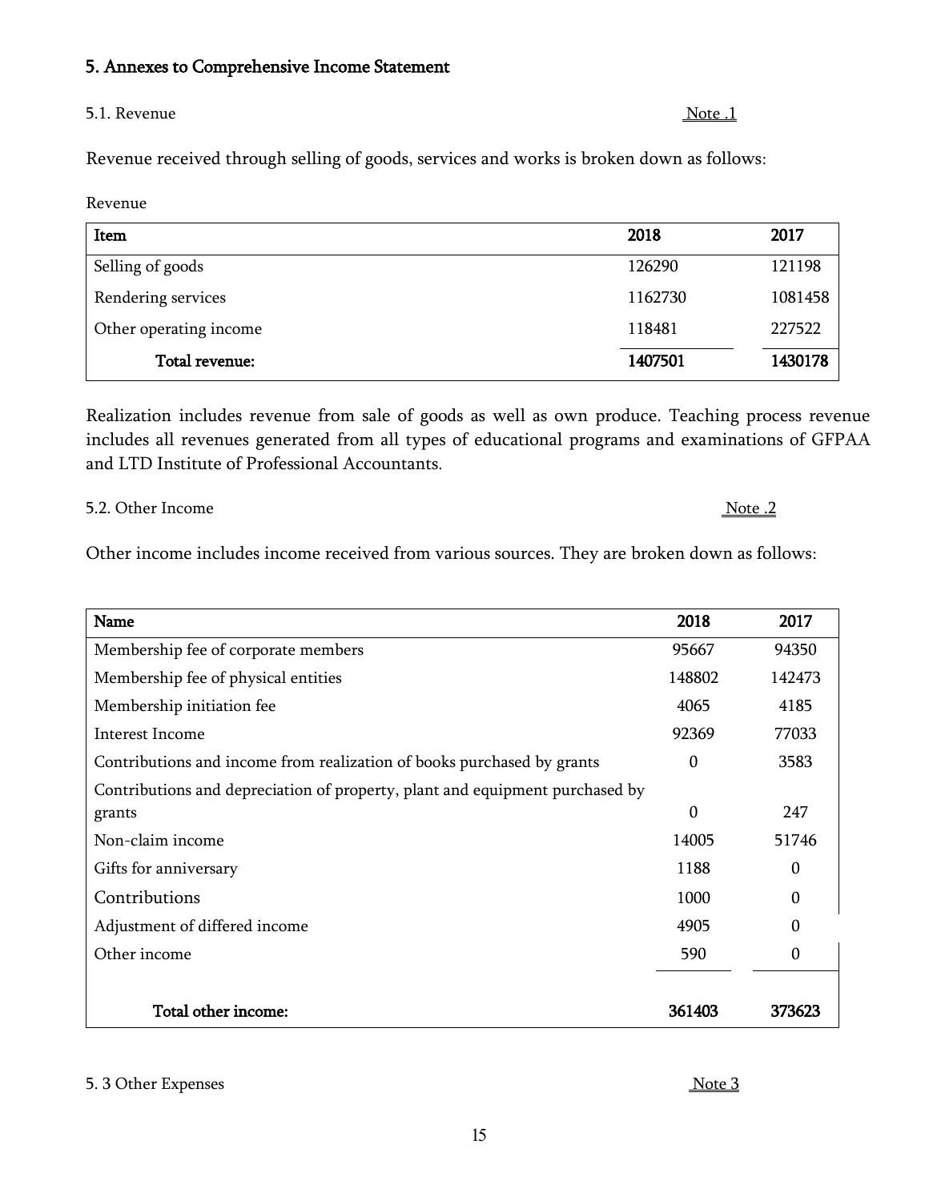## 5. Annexes to Comprehensive Income Statement

5.1. Revenue

Note .1

Revenue received through selling of goods, services and works is broken down as follows:

Revenue

| Item | 2018 | 2017 |
|---|---|---|
| Selling of goods | 126290 | 121198 |
| Rendering services | 1162730 | 1081458 |
| Other operating income | 118481 | 227522 |
| **Total revenue:** | **1407501** | **1430178** |

Realization includes revenue from sale of goods as well as own produce. Teaching process revenue includes all revenues generated from all types of educational programs and examinations of GFPAA and LTD Institute of Professional Accountants.

5.2. Other Income

Note .2

Other income includes income received from various sources. They are broken down as follows:

| Name | 2018 | 2017 |
|---|---|---|
| Membership fee of corporate members | 95667 | 94350 |
| Membership fee of physical entities | 148802 | 142473 |
| Membership initiation fee | 4065 | 4185 |
| Interest Income | 92369 | 77033 |
| Contributions and income from realization of books purchased by grants | 0 | 3583 |
| Contributions and depreciation of property, plant and equipment purchased by grants | 0 | 247 |
| Non-claim income | 14005 | 51746 |
| Gifts for anniversary | 1188 | 0 |
| Contributions | 1000 | 0 |
| Adjustment of differed income | 4905 | 0 |
| Other income | 590 | 0 |
| **Total other income:** | **361403** | **373623** |

5. 3 Other Expenses

Note 3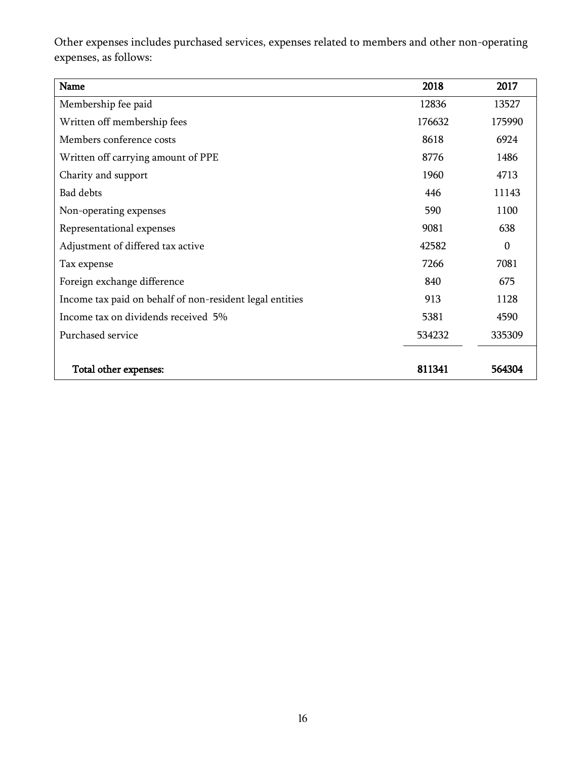Other expenses includes purchased services, expenses related to members and other non-operating expenses, as follows:

| Name | 2018 | 2017 |
|---|---|---|
| Membership fee paid | 12836 | 13527 |
| Written off membership fees | 176632 | 175990 |
| Members conference costs | 8618 | 6924 |
| Written off carrying amount of PPE | 8776 | 1486 |
| Charity and support | 1960 | 4713 |
| Bad debts | 446 | 11143 |
| Non-operating expenses | 590 | 1100 |
| Representational expenses | 9081 | 638 |
| Adjustment of differed tax active | 42582 | 0 |
| Tax expense | 7266 | 7081 |
| Foreign exchange difference | 840 | 675 |
| Income tax paid on behalf of non-resident legal entities | 913 | 1128 |
| Income tax on dividends received 5% | 5381 | 4590 |
| Purchased service | 534232 | 335309 |
| **Total other expenses:** | **811341** | **564304** |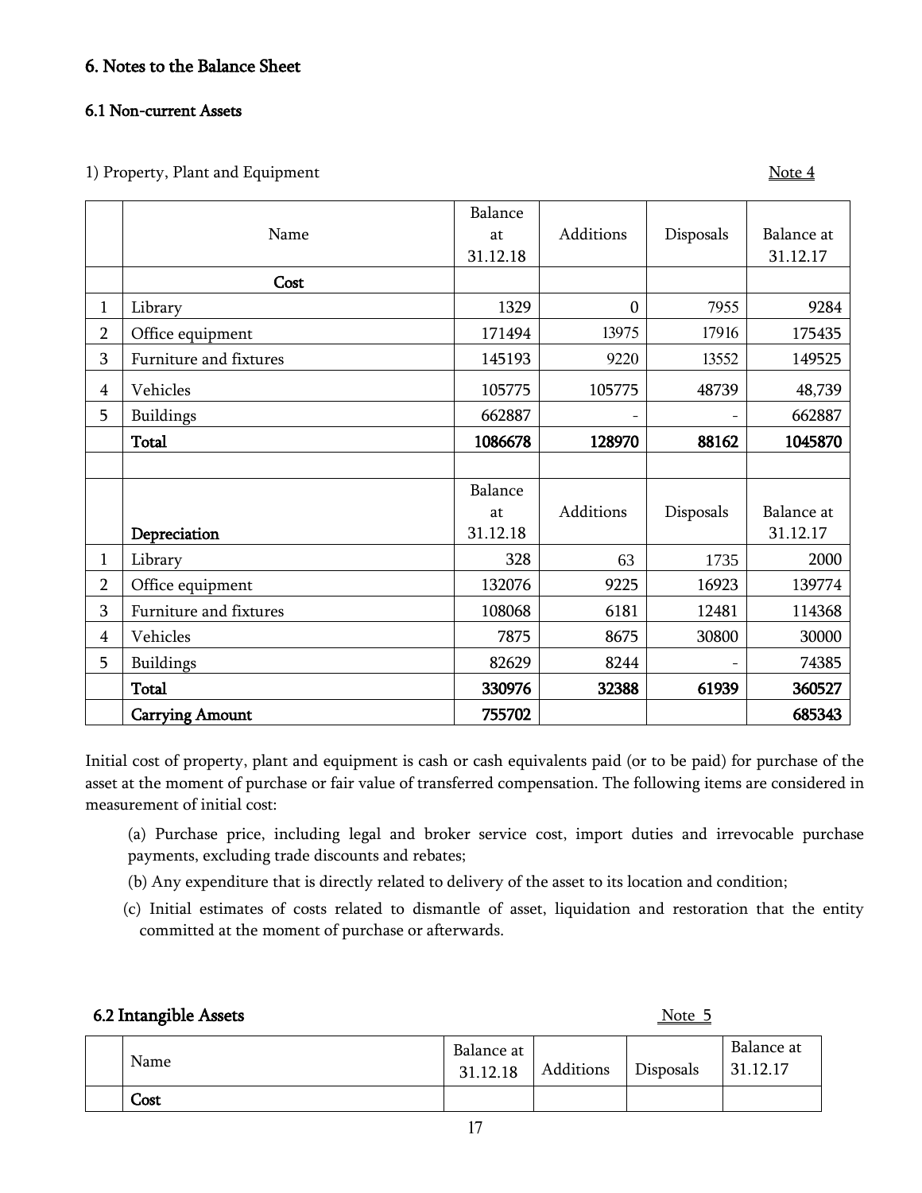## 6. Notes to the Balance Sheet

### 6.1 Non-current Assets

1) Property, Plant and Equipment — Note 4

| | Name | Balance at 31.12.18 | Additions | Disposals | Balance at 31.12.17 |
|---|---|---|---|---|---|
| | **Cost** | | | | |
| 1 | Library | 1329 | 0 | 7955 | 9284 |
| 2 | Office equipment | 171494 | 13975 | 17916 | 175435 |
| 3 | Furniture and fixtures | 145193 | 9220 | 13552 | 149525 |
| 4 | Vehicles | 105775 | 105775 | 48739 | 48,739 |
| 5 | Buildings | 662887 | - | - | 662887 |
| | **Total** | **1086678** | **128970** | **88162** | **1045870** |
| | | | | | |
| | **Depreciation** | Balance at 31.12.18 | Additions | Disposals | Balance at 31.12.17 |
| 1 | Library | 328 | 63 | 1735 | 2000 |
| 2 | Office equipment | 132076 | 9225 | 16923 | 139774 |
| 3 | Furniture and fixtures | 108068 | 6181 | 12481 | 114368 |
| 4 | Vehicles | 7875 | 8675 | 30800 | 30000 |
| 5 | Buildings | 82629 | 8244 | - | 74385 |
| | **Total** | **330976** | **32388** | **61939** | **360527** |
| | **Carrying Amount** | **755702** | | | **685343** |

Initial cost of property, plant and equipment is cash or cash equivalents paid (or to be paid) for purchase of the asset at the moment of purchase or fair value of transferred compensation. The following items are considered in measurement of initial cost:

(a) Purchase price, including legal and broker service cost, import duties and irrevocable purchase payments, excluding trade discounts and rebates;

(b) Any expenditure that is directly related to delivery of the asset to its location and condition;

(c) Initial estimates of costs related to dismantle of asset, liquidation and restoration that the entity committed at the moment of purchase or afterwards.

### 6.2 Intangible Assets

Note 5

| | Name | Balance at 31.12.18 | Additions | Disposals | Balance at 31.12.17 |
|---|---|---|---|---|---|
| | **Cost** | | | | |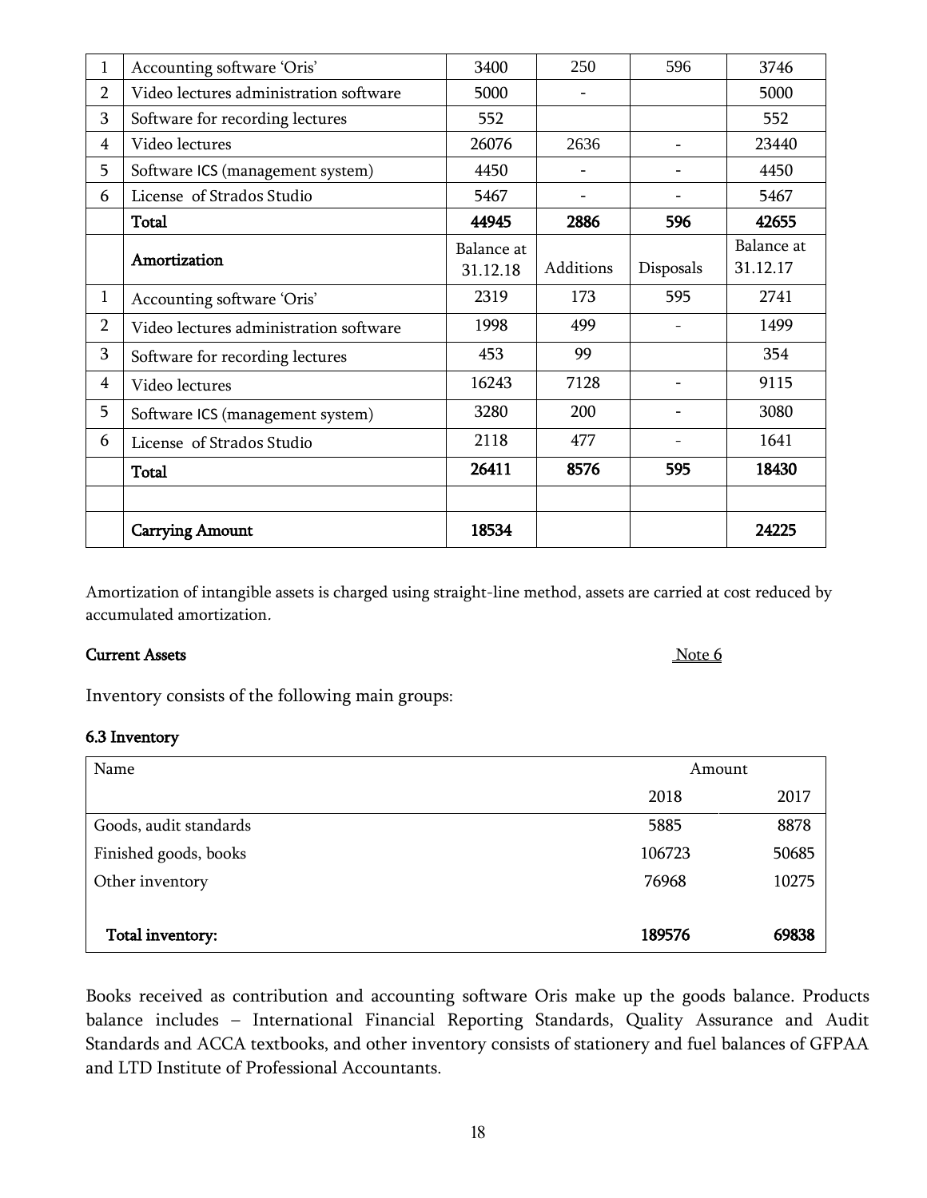| | | | | | |
|---|---|---|---|---|---|
| 1 | Accounting software 'Oris' | 3400 | 250 | 596 | 3746 |
| 2 | Video lectures administration software | 5000 | - | | 5000 |
| 3 | Software for recording lectures | 552 | | | 552 |
| 4 | Video lectures | 26076 | 2636 | - | 23440 |
| 5 | Software ICS (management system) | 4450 | - | - | 4450 |
| 6 | License of Strados Studio | 5467 | - | - | 5467 |
| | **Total** | **44945** | **2886** | **596** | **42655** |
| | **Amortization** | Balance at 31.12.18 | Additions | Disposals | Balance at 31.12.17 |
| 1 | Accounting software 'Oris' | 2319 | 173 | 595 | 2741 |
| 2 | Video lectures administration software | 1998 | 499 | - | 1499 |
| 3 | Software for recording lectures | 453 | 99 | | 354 |
| 4 | Video lectures | 16243 | 7128 | - | 9115 |
| 5 | Software ICS (management system) | 3280 | 200 | - | 3080 |
| 6 | License of Strados Studio | 2118 | 477 | - | 1641 |
| | **Total** | **26411** | **8576** | **595** | **18430** |
| | | | | | |
| | **Carrying Amount** | **18534** | | | **24225** |

Amortization of intangible assets is charged using straight-line method, assets are carried at cost reduced by accumulated amortization.

**Current Assets** Note 6

Inventory consists of the following main groups:

**6.3 Inventory**

| Name | Amount | |
|---|---|---|
| | 2018 | 2017 |
| Goods, audit standards | 5885 | 8878 |
| Finished goods, books | 106723 | 50685 |
| Other inventory | 76968 | 10275 |
| **Total inventory:** | **189576** | **69838** |

Books received as contribution and accounting software Oris make up the goods balance. Products balance includes – International Financial Reporting Standards, Quality Assurance and Audit Standards and ACCA textbooks, and other inventory consists of stationery and fuel balances of GFPAA and LTD Institute of Professional Accountants.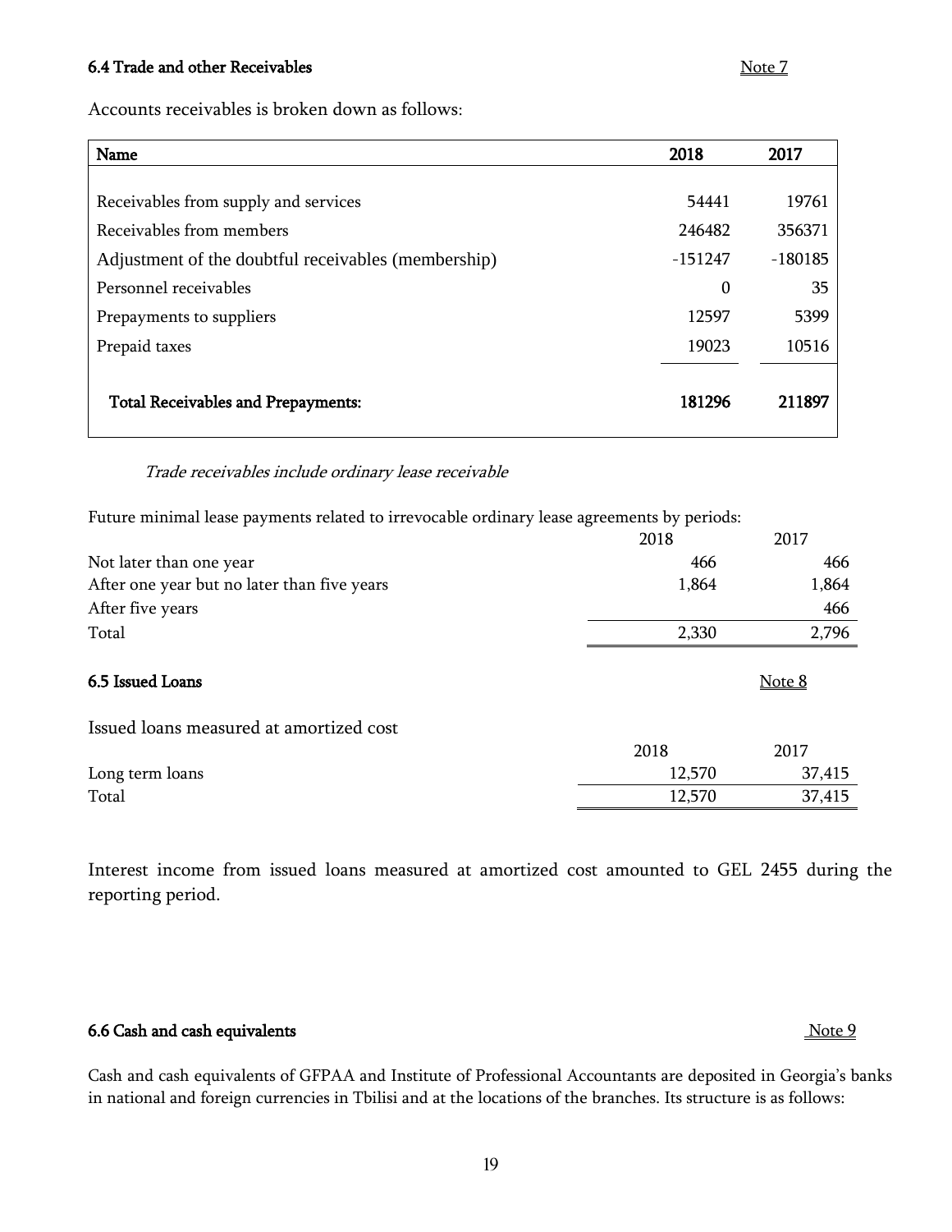### 6.4 Trade and other Receivables

Note 7

Accounts receivables is broken down as follows:

| Name | 2018 | 2017 |
|---|---|---|
| Receivables from supply and services | 54441 | 19761 |
| Receivables from members | 246482 | 356371 |
| Adjustment of the doubtful receivables (membership) | -151247 | -180185 |
| Personnel receivables | 0 | 35 |
| Prepayments to suppliers | 12597 | 5399 |
| Prepaid taxes | 19023 | 10516 |
| **Total Receivables and Prepayments:** | **181296** | **211897** |

*Trade receivables include ordinary lease receivable*

Future minimal lease payments related to irrevocable ordinary lease agreements by periods:

| | 2018 | 2017 |
|---|---|---|
| Not later than one year | 466 | 466 |
| After one year but no later than five years | 1,864 | 1,864 |
| After five years | | 466 |
| Total | 2,330 | 2,796 |

### 6.5 Issued Loans

Note 8

Issued loans measured at amortized cost

| | 2018 | 2017 |
|---|---|---|
| Long term loans | 12,570 | 37,415 |
| Total | 12,570 | 37,415 |

Interest income from issued loans measured at amortized cost amounted to GEL 2455 during the reporting period.

### 6.6 Cash and cash equivalents

Note 9

Cash and cash equivalents of GFPAA and Institute of Professional Accountants are deposited in Georgia's banks in national and foreign currencies in Tbilisi and at the locations of the branches. Its structure is as follows: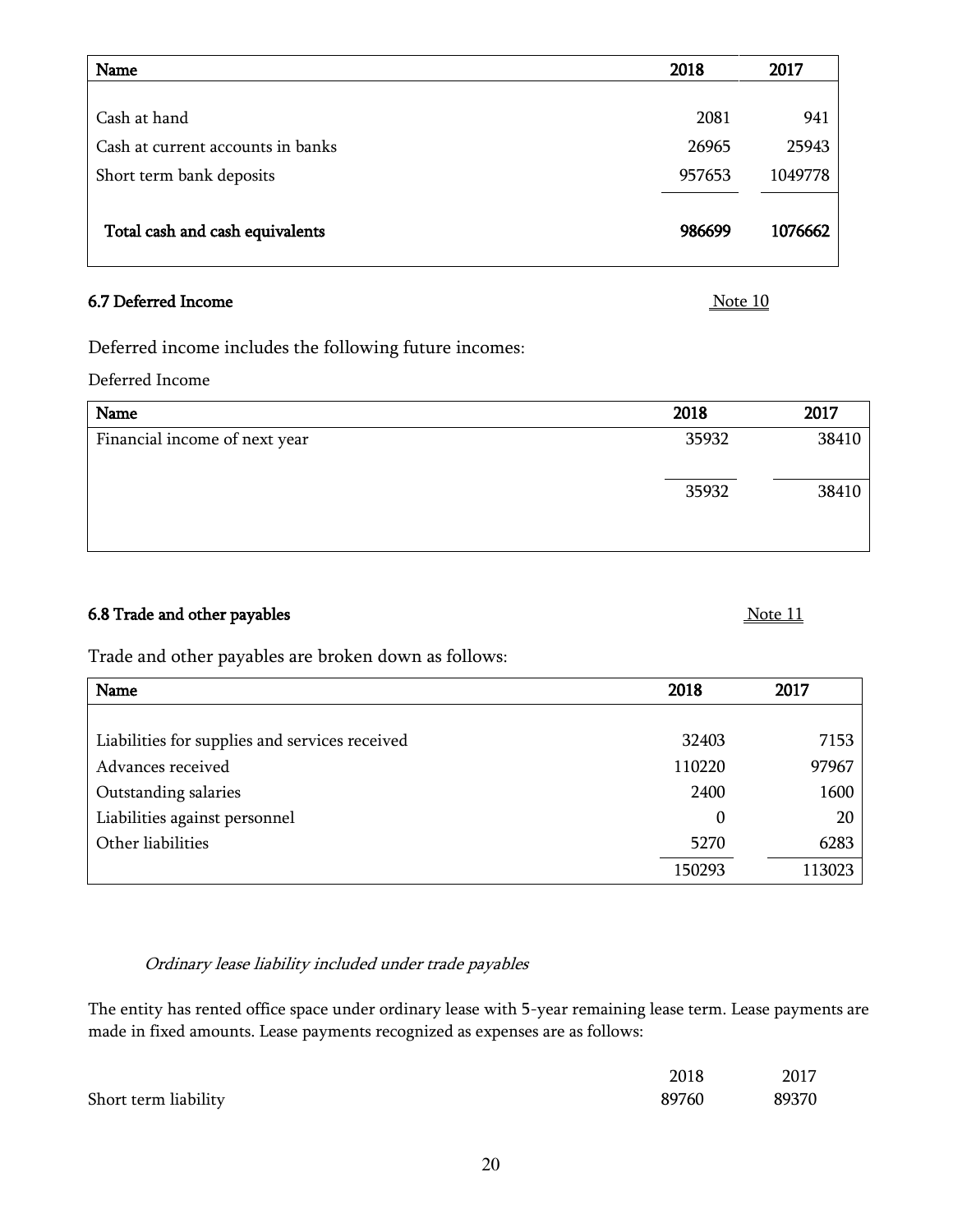| Name | 2018 | 2017 |
|---|---|---|
| Cash at hand | 2081 | 941 |
| Cash at current accounts in banks | 26965 | 25943 |
| Short term bank deposits | 957653 | 1049778 |
| **Total cash and cash equivalents** | **986699** | **1076662** |

### 6.7 Deferred Income

Note 10

Deferred income includes the following future incomes:

Deferred Income

| Name | 2018 | 2017 |
|---|---|---|
| Financial income of next year | 35932 | 38410 |
| | 35932 | 38410 |

### 6.8 Trade and other payables

Note 11

Trade and other payables are broken down as follows:

| Name | 2018 | 2017 |
|---|---|---|
| Liabilities for supplies and services received | 32403 | 7153 |
| Advances received | 110220 | 97967 |
| Outstanding salaries | 2400 | 1600 |
| Liabilities against personnel | 0 | 20 |
| Other liabilities | 5270 | 6283 |
| | 150293 | 113023 |

*Ordinary lease liability included under trade payables*

The entity has rented office space under ordinary lease with 5-year remaining lease term. Lease payments are made in fixed amounts. Lease payments recognized as expenses are as follows:

| | 2018 | 2017 |
|---|---|---|
| Short term liability | 89760 | 89370 |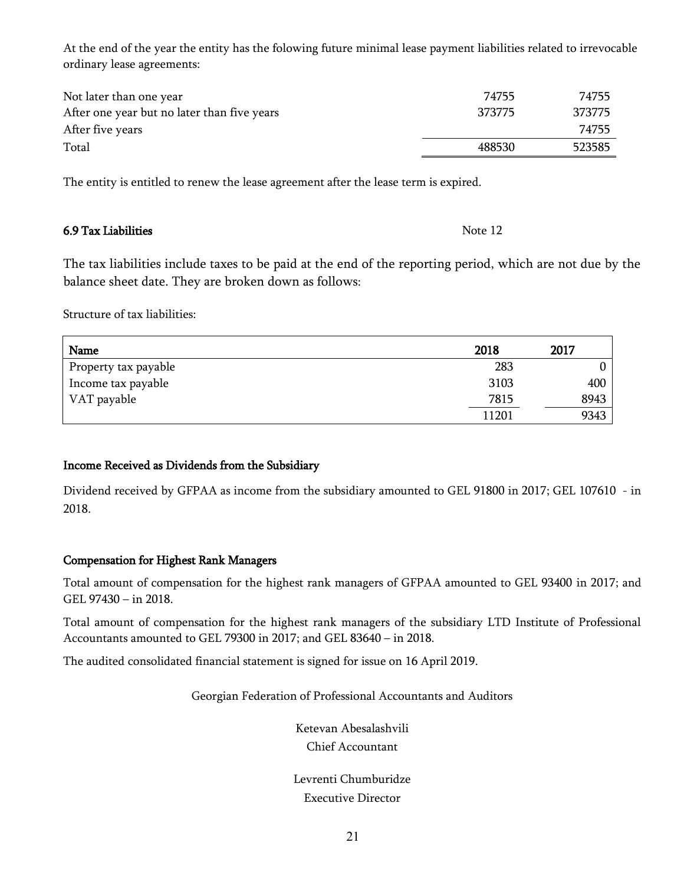At the end of the year the entity has the folowing future minimal lease payment liabilities related to irrevocable ordinary lease agreements:

| | | |
|---|---|---|
| Not later than one year | 74755 | 74755 |
| After one year but no later than five years | 373775 | 373775 |
| After five years | | 74755 |
| Total | 488530 | 523585 |

The entity is entitled to renew the lease agreement after the lease term is expired.

### 6.9 Tax Liabilities

Note 12

The tax liabilities include taxes to be paid at the end of the reporting period, which are not due by the balance sheet date. They are broken down as follows:

Structure of tax liabilities:

| Name | 2018 | 2017 |
|---|---|---|
| Property tax payable | 283 | 0 |
| Income tax payable | 3103 | 400 |
| VAT payable | 7815 | 8943 |
| | 11201 | 9343 |

### Income Received as Dividends from the Subsidiary

Dividend received by GFPAA as income from the subsidiary amounted to GEL 91800 in 2017; GEL 107610 - in 2018.

### Compensation for Highest Rank Managers

Total amount of compensation for the highest rank managers of GFPAA amounted to GEL 93400 in 2017; and GEL 97430 – in 2018.

Total amount of compensation for the highest rank managers of the subsidiary LTD Institute of Professional Accountants amounted to GEL 79300 in 2017; and GEL 83640 – in 2018.

The audited consolidated financial statement is signed for issue on 16 April 2019.

Georgian Federation of Professional Accountants and Auditors

Ketevan Abesalashvili
Chief Accountant

Levrenti Chumburidze
Executive Director